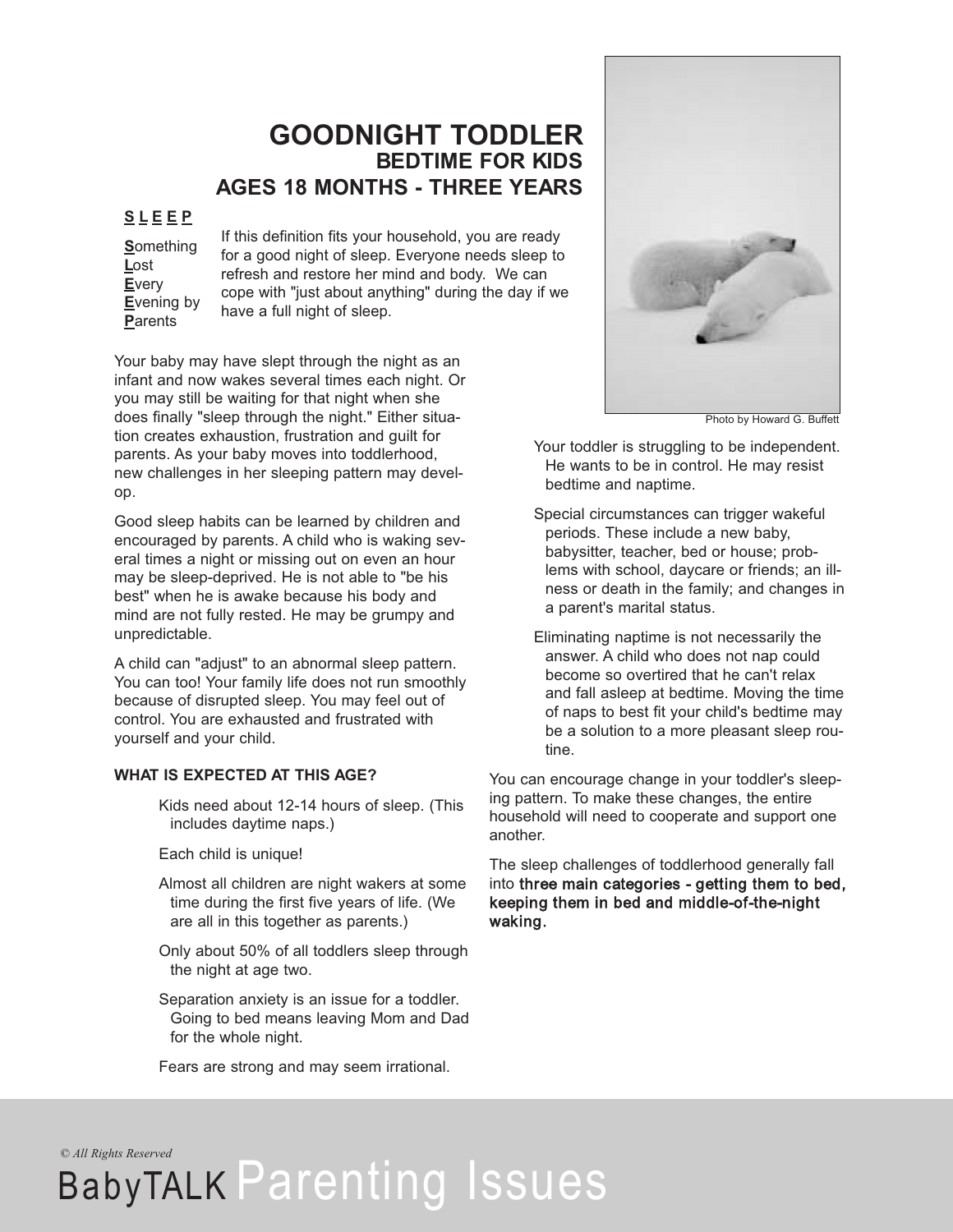# GOODNIGHT TODDLER

## BEDTIME FOR KIDS

## AGES 18 MONTHS - THREE YEARS

**S L E E P**

**S**omething
**L**ost
**E**very
**E**vening by
**P**arents

If this definition fits your household, you are ready for a good night of sleep. Everyone needs sleep to refresh and restore her mind and body. We can cope with "just about anything" during the day if we have a full night of sleep.

Photo by Howard G. Buffett

Your baby may have slept through the night as an infant and now wakes several times each night. Or you may still be waiting for that night when she does finally "sleep through the night." Either situation creates exhaustion, frustration and guilt for parents. As your baby moves into toddlerhood, new challenges in her sleeping pattern may develop.

Good sleep habits can be learned by children and encouraged by parents. A child who is waking several times a night or missing out on even an hour may be sleep-deprived. He is not able to "be his best" when he is awake because his body and mind are not fully rested. He may be grumpy and unpredictable.

A child can "adjust" to an abnormal sleep pattern. You can too! Your family life does not run smoothly because of disrupted sleep. You may feel out of control. You are exhausted and frustrated with yourself and your child.

**WHAT IS EXPECTED AT THIS AGE?**

- Kids need about 12-14 hours of sleep. (This includes daytime naps.)
- Each child is unique!
- Almost all children are night wakers at some time during the first five years of life. (We are all in this together as parents.)
- Only about 50% of all toddlers sleep through the night at age two.
- Separation anxiety is an issue for a toddler. Going to bed means leaving Mom and Dad for the whole night.
- Fears are strong and may seem irrational.
- Your toddler is struggling to be independent. He wants to be in control. He may resist bedtime and naptime.
- Special circumstances can trigger wakeful periods. These include a new baby, babysitter, teacher, bed or house; problems with school, daycare or friends; an illness or death in the family; and changes in a parent's marital status.
- Eliminating naptime is not necessarily the answer. A child who does not nap could become so overtired that he can't relax and fall asleep at bedtime. Moving the time of naps to best fit your child's bedtime may be a solution to a more pleasant sleep routine.

You can encourage change in your toddler's sleeping pattern. To make these changes, the entire household will need to cooperate and support one another.

The sleep challenges of toddlerhood generally fall into **three main categories - getting them to bed, keeping them in bed and middle-of-the-night waking.**

*© All Rights Reserved*

BabyTALK Parenting Issues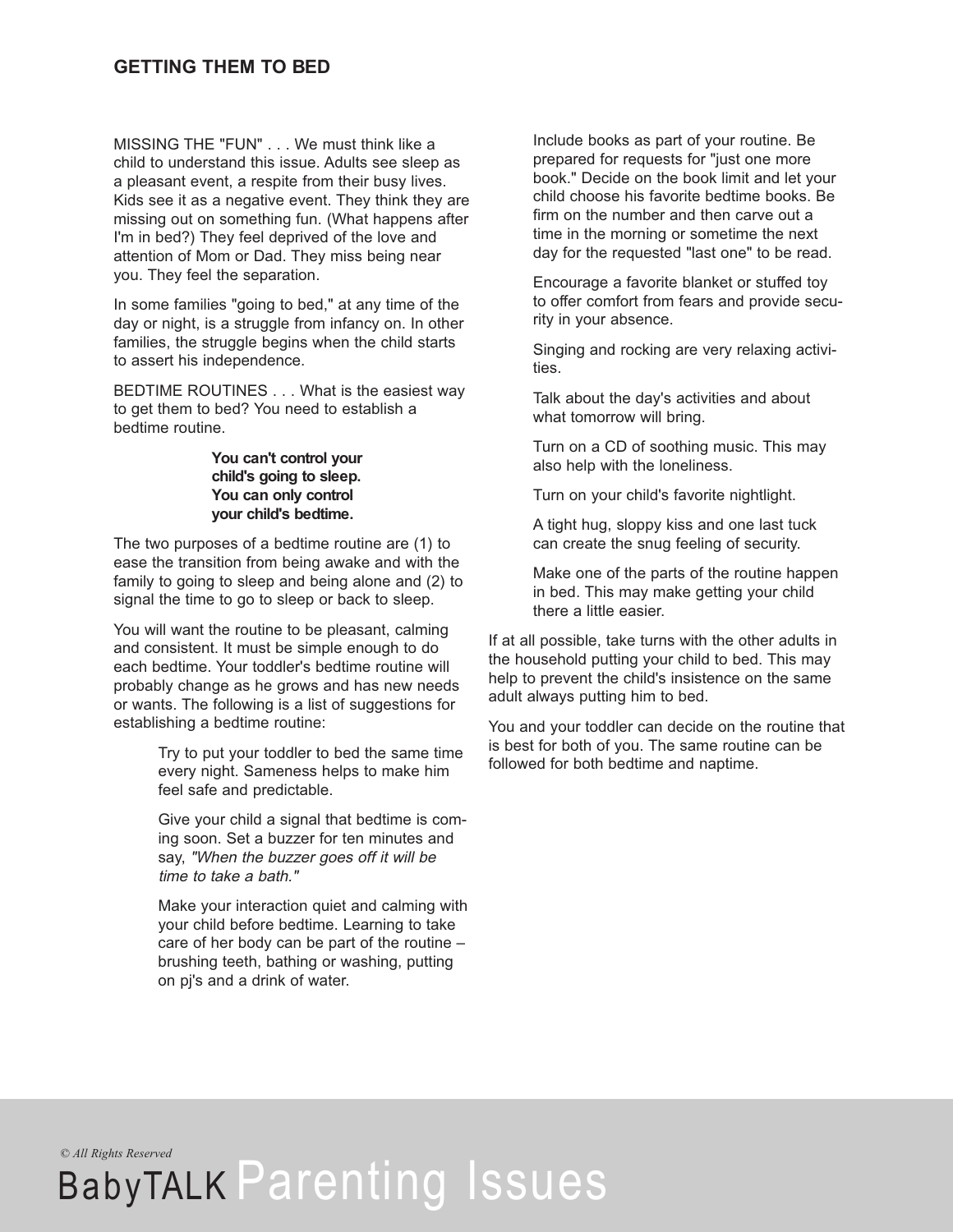## GETTING THEM TO BED

MISSING THE "FUN" . . . We must think like a child to understand this issue. Adults see sleep as a pleasant event, a respite from their busy lives. Kids see it as a negative event. They think they are missing out on something fun. (What happens after I'm in bed?) They feel deprived of the love and attention of Mom or Dad. They miss being near you. They feel the separation.

In some families "going to bed," at any time of the day or night, is a struggle from infancy on. In other families, the struggle begins when the child starts to assert his independence.

BEDTIME ROUTINES . . . What is the easiest way to get them to bed? You need to establish a bedtime routine.

**You can't control your child's going to sleep. You can only control your child's bedtime.**

The two purposes of a bedtime routine are (1) to ease the transition from being awake and with the family to going to sleep and being alone and (2) to signal the time to go to sleep or back to sleep.

You will want the routine to be pleasant, calming and consistent. It must be simple enough to do each bedtime. Your toddler's bedtime routine will probably change as he grows and has new needs or wants. The following is a list of suggestions for establishing a bedtime routine:

> Try to put your toddler to bed the same time every night. Sameness helps to make him feel safe and predictable.
>
> Give your child a signal that bedtime is coming soon. Set a buzzer for ten minutes and say, *"When the buzzer goes off it will be time to take a bath."*
>
> Make your interaction quiet and calming with your child before bedtime. Learning to take care of her body can be part of the routine – brushing teeth, bathing or washing, putting on pj's and a drink of water.
>
> Include books as part of your routine. Be prepared for requests for "just one more book." Decide on the book limit and let your child choose his favorite bedtime books. Be firm on the number and then carve out a time in the morning or sometime the next day for the requested "last one" to be read.
>
> Encourage a favorite blanket or stuffed toy to offer comfort from fears and provide security in your absence.
>
> Singing and rocking are very relaxing activities.
>
> Talk about the day's activities and about what tomorrow will bring.
>
> Turn on a CD of soothing music. This may also help with the loneliness.
>
> Turn on your child's favorite nightlight.
>
> A tight hug, sloppy kiss and one last tuck can create the snug feeling of security.
>
> Make one of the parts of the routine happen in bed. This may make getting your child there a little easier.

If at all possible, take turns with the other adults in the household putting your child to bed. This may help to prevent the child's insistence on the same adult always putting him to bed.

You and your toddler can decide on the routine that is best for both of you. The same routine can be followed for both bedtime and naptime.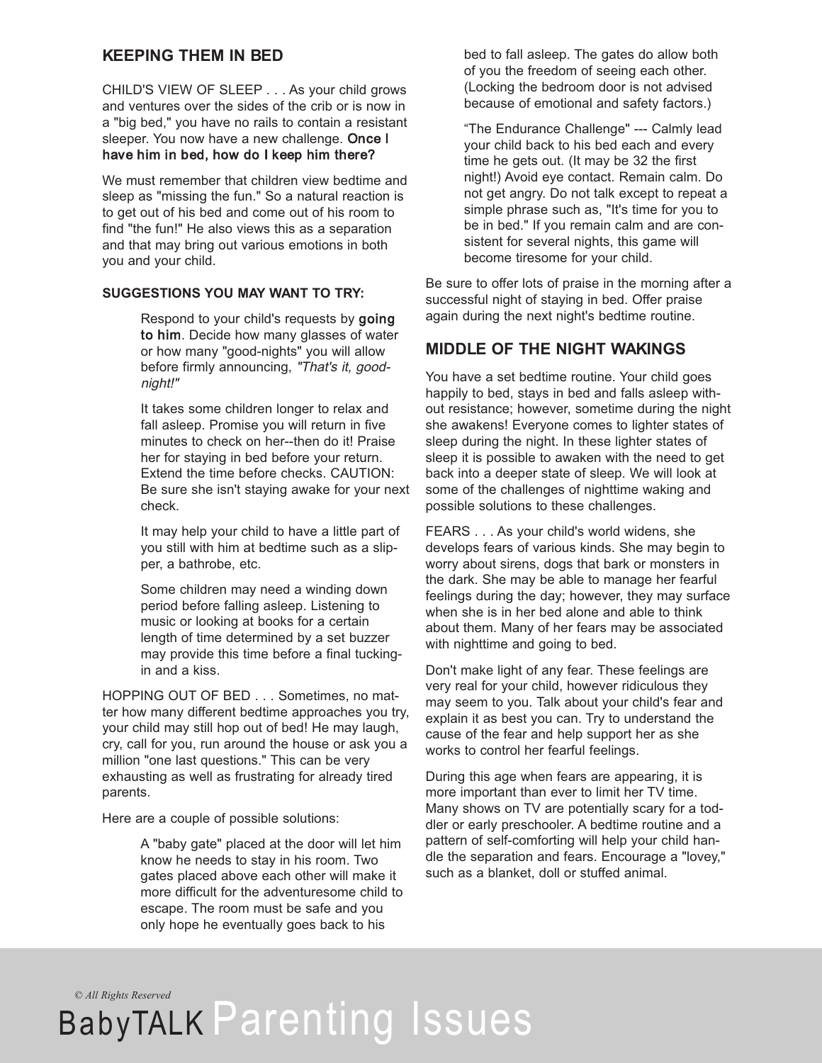## KEEPING THEM IN BED

CHILD'S VIEW OF SLEEP . . . As your child grows and ventures over the sides of the crib or is now in a "big bed," you have no rails to contain a resistant sleeper. You now have a new challenge. **Once I have him in bed, how do I keep him there?**

We must remember that children view bedtime and sleep as "missing the fun." So a natural reaction is to get out of his bed and come out of his room to find "the fun!" He also views this as a separation and that may bring out various emotions in both you and your child.

**SUGGESTIONS YOU MAY WANT TO TRY:**

Respond to your child's requests by **going to him**. Decide how many glasses of water or how many "good-nights" you will allow before firmly announcing, *"That's it, good-night!"*

It takes some children longer to relax and fall asleep. Promise you will return in five minutes to check on her--then do it! Praise her for staying in bed before your return. Extend the time before checks. CAUTION: Be sure she isn't staying awake for your next check.

It may help your child to have a little part of you still with him at bedtime such as a slipper, a bathrobe, etc.

Some children may need a winding down period before falling asleep. Listening to music or looking at books for a certain length of time determined by a set buzzer may provide this time before a final tucking-in and a kiss.

HOPPING OUT OF BED . . . Sometimes, no matter how many different bedtime approaches you try, your child may still hop out of bed! He may laugh, cry, call for you, run around the house or ask you a million "one last questions." This can be very exhausting as well as frustrating for already tired parents.

Here are a couple of possible solutions:

A "baby gate" placed at the door will let him know he needs to stay in his room. Two gates placed above each other will make it more difficult for the adventuresome child to escape. The room must be safe and you only hope he eventually goes back to his bed to fall asleep. The gates do allow both of you the freedom of seeing each other. (Locking the bedroom door is not advised because of emotional and safety factors.)

"The Endurance Challenge" --- Calmly lead your child back to his bed each and every time he gets out. (It may be 32 the first night!) Avoid eye contact. Remain calm. Do not get angry. Do not talk except to repeat a simple phrase such as, "It's time for you to be in bed." If you remain calm and are consistent for several nights, this game will become tiresome for your child.

Be sure to offer lots of praise in the morning after a successful night of staying in bed. Offer praise again during the next night's bedtime routine.

## MIDDLE OF THE NIGHT WAKINGS

You have a set bedtime routine. Your child goes happily to bed, stays in bed and falls asleep without resistance; however, sometime during the night she awakens! Everyone comes to lighter states of sleep during the night. In these lighter states of sleep it is possible to awaken with the need to get back into a deeper state of sleep. We will look at some of the challenges of nighttime waking and possible solutions to these challenges.

FEARS . . . As your child's world widens, she develops fears of various kinds. She may begin to worry about sirens, dogs that bark or monsters in the dark. She may be able to manage her fearful feelings during the day; however, they may surface when she is in her bed alone and able to think about them. Many of her fears may be associated with nighttime and going to bed.

Don't make light of any fear. These feelings are very real for your child, however ridiculous they may seem to you. Talk about your child's fear and explain it as best you can. Try to understand the cause of the fear and help support her as she works to control her fearful feelings.

During this age when fears are appearing, it is more important than ever to limit her TV time. Many shows on TV are potentially scary for a toddler or early preschooler. A bedtime routine and a pattern of self-comforting will help your child handle the separation and fears. Encourage a "lovey," such as a blanket, doll or stuffed animal.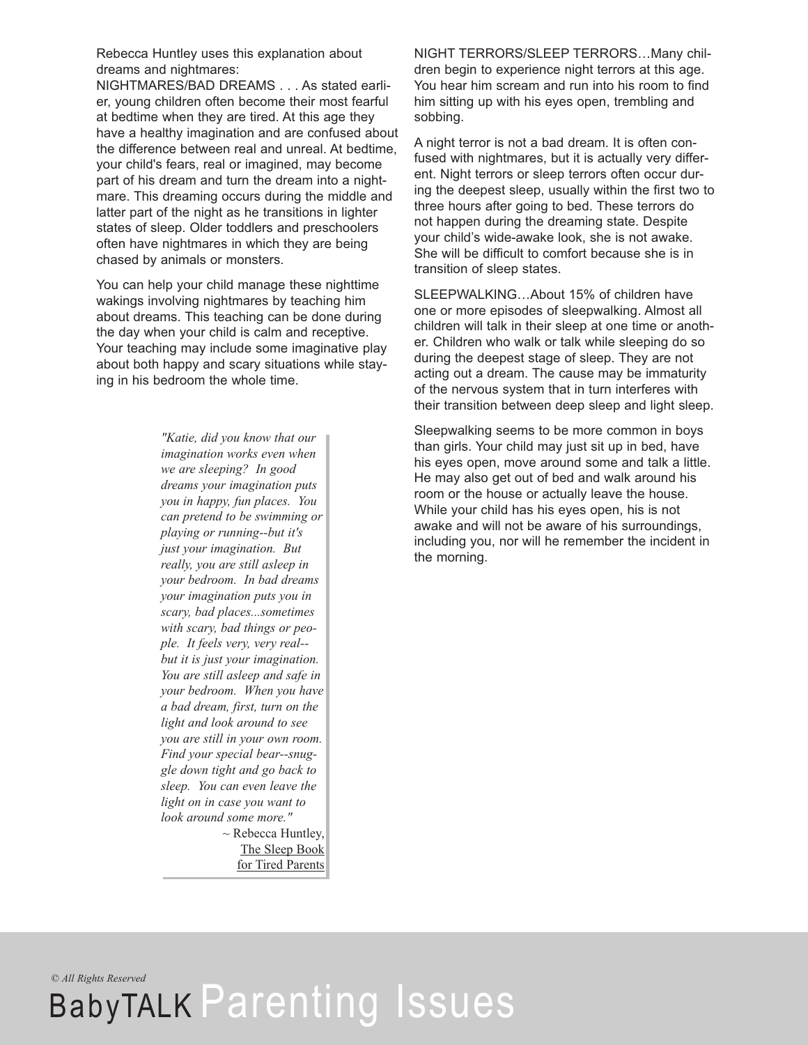Rebecca Huntley uses this explanation about dreams and nightmares:

NIGHTMARES/BAD DREAMS . . . As stated earlier, young children often become their most fearful at bedtime when they are tired. At this age they have a healthy imagination and are confused about the difference between real and unreal. At bedtime, your child's fears, real or imagined, may become part of his dream and turn the dream into a nightmare. This dreaming occurs during the middle and latter part of the night as he transitions in lighter states of sleep. Older toddlers and preschoolers often have nightmares in which they are being chased by animals or monsters.

You can help your child manage these nighttime wakings involving nightmares by teaching him about dreams. This teaching can be done during the day when your child is calm and receptive. Your teaching may include some imaginative play about both happy and scary situations while staying in his bedroom the whole time.

> *"Katie, did you know that our imagination works even when we are sleeping? In good dreams your imagination puts you in happy, fun places. You can pretend to be swimming or playing or running--but it's just your imagination. But really, you are still asleep in your bedroom. In bad dreams your imagination puts you in scary, bad places...sometimes with scary, bad things or people. It feels very, very real--but it is just your imagination. You are still asleep and safe in your bedroom. When you have a bad dream, first, turn on the light and look around to see you are still in your own room. Find your special bear--snuggle down tight and go back to sleep. You can even leave the light on in case you want to look around some more."*
>
> ~ Rebecca Huntley, The Sleep Book for Tired Parents

NIGHT TERRORS/SLEEP TERRORS…Many children begin to experience night terrors at this age. You hear him scream and run into his room to find him sitting up with his eyes open, trembling and sobbing.

A night terror is not a bad dream. It is often confused with nightmares, but it is actually very different. Night terrors or sleep terrors often occur during the deepest sleep, usually within the first two to three hours after going to bed. These terrors do not happen during the dreaming state. Despite your child's wide-awake look, she is not awake. She will be difficult to comfort because she is in transition of sleep states.

SLEEPWALKING…About 15% of children have one or more episodes of sleepwalking. Almost all children will talk in their sleep at one time or another. Children who walk or talk while sleeping do so during the deepest stage of sleep. They are not acting out a dream. The cause may be immaturity of the nervous system that in turn interferes with their transition between deep sleep and light sleep.

Sleepwalking seems to be more common in boys than girls. Your child may just sit up in bed, have his eyes open, move around some and talk a little. He may also get out of bed and walk around his room or the house or actually leave the house. While your child has his eyes open, his is not awake and will not be aware of his surroundings, including you, nor will he remember the incident in the morning.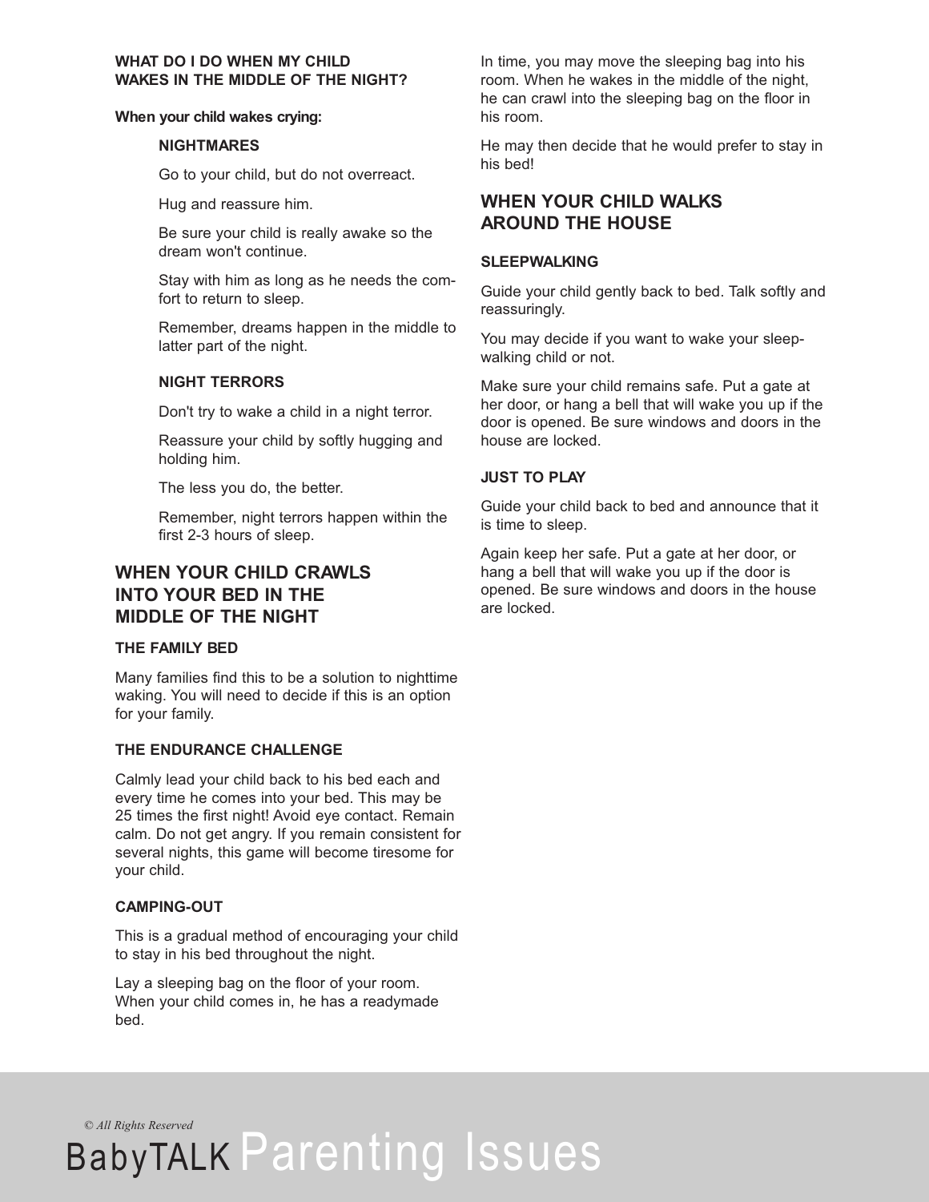### WHAT DO I DO WHEN MY CHILD WAKES IN THE MIDDLE OF THE NIGHT?

**When your child wakes crying:**

#### NIGHTMARES

Go to your child, but do not overreact.

Hug and reassure him.

Be sure your child is really awake so the dream won't continue.

Stay with him as long as he needs the comfort to return to sleep.

Remember, dreams happen in the middle to latter part of the night.

#### NIGHT TERRORS

Don't try to wake a child in a night terror.

Reassure your child by softly hugging and holding him.

The less you do, the better.

Remember, night terrors happen within the first 2-3 hours of sleep.

## WHEN YOUR CHILD CRAWLS INTO YOUR BED IN THE MIDDLE OF THE NIGHT

#### THE FAMILY BED

Many families find this to be a solution to nighttime waking. You will need to decide if this is an option for your family.

#### THE ENDURANCE CHALLENGE

Calmly lead your child back to his bed each and every time he comes into your bed. This may be 25 times the first night! Avoid eye contact. Remain calm. Do not get angry. If you remain consistent for several nights, this game will become tiresome for your child.

#### CAMPING-OUT

This is a gradual method of encouraging your child to stay in his bed throughout the night.

Lay a sleeping bag on the floor of your room. When your child comes in, he has a readymade bed.

In time, you may move the sleeping bag into his room. When he wakes in the middle of the night, he can crawl into the sleeping bag on the floor in his room.

He may then decide that he would prefer to stay in his bed!

## WHEN YOUR CHILD WALKS AROUND THE HOUSE

#### SLEEPWALKING

Guide your child gently back to bed. Talk softly and reassuringly.

You may decide if you want to wake your sleepwalking child or not.

Make sure your child remains safe. Put a gate at her door, or hang a bell that will wake you up if the door is opened. Be sure windows and doors in the house are locked.

#### JUST TO PLAY

Guide your child back to bed and announce that it is time to sleep.

Again keep her safe. Put a gate at her door, or hang a bell that will wake you up if the door is opened. Be sure windows and doors in the house are locked.